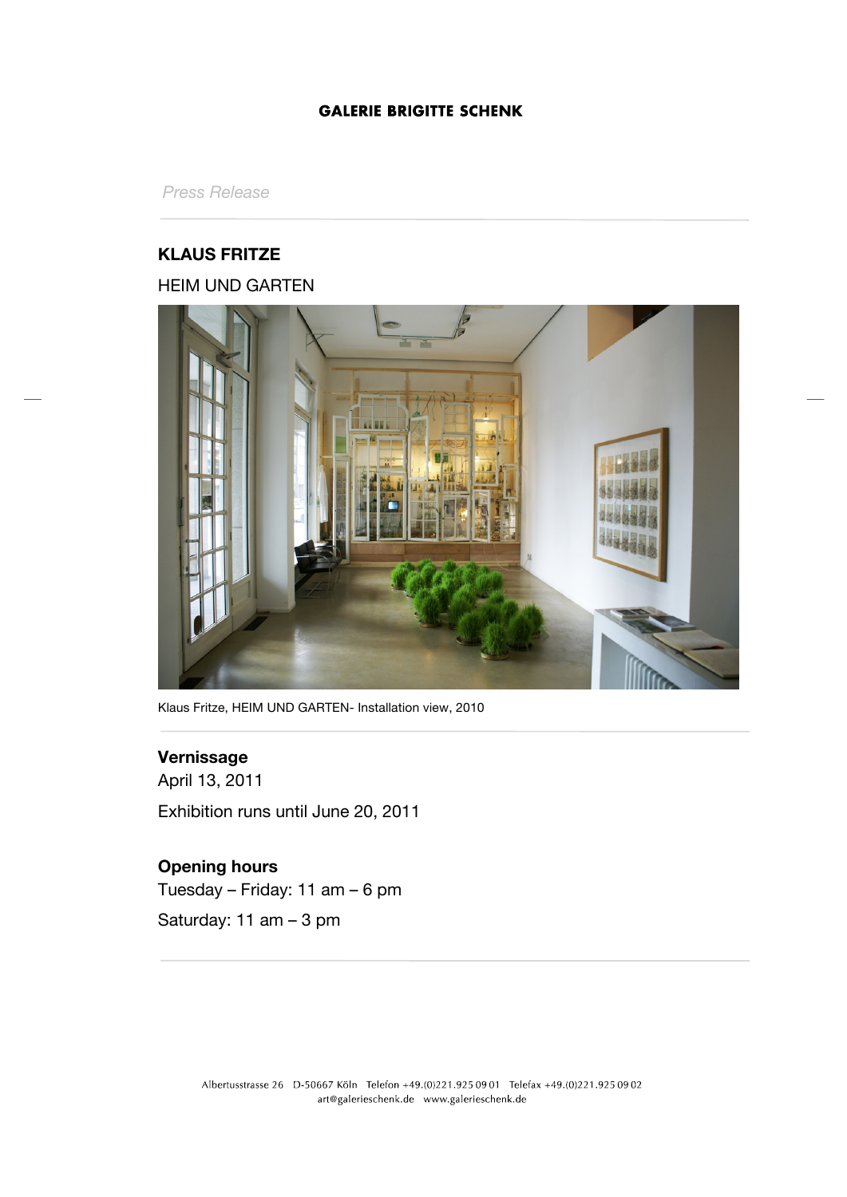GALERIE BRIGITTE SCHENK

*Press Release*

## KLAUS FRITZE

HEIM UND GARTEN

Klaus Fritze, HEIM UND GARTEN- Installation view, 2010

**Vernissage**
April 13, 2011

Exhibition runs until June 20, 2011

**Opening hours**
Tuesday – Friday: 11 am – 6 pm

Saturday: 11 am – 3 pm

Albertusstrasse 26 D-50667 Köln Telefon +49.(0)221.925 09 01 Telefax +49.(0)221.925 09 02
art@galerieschenk.de www.galerieschenk.de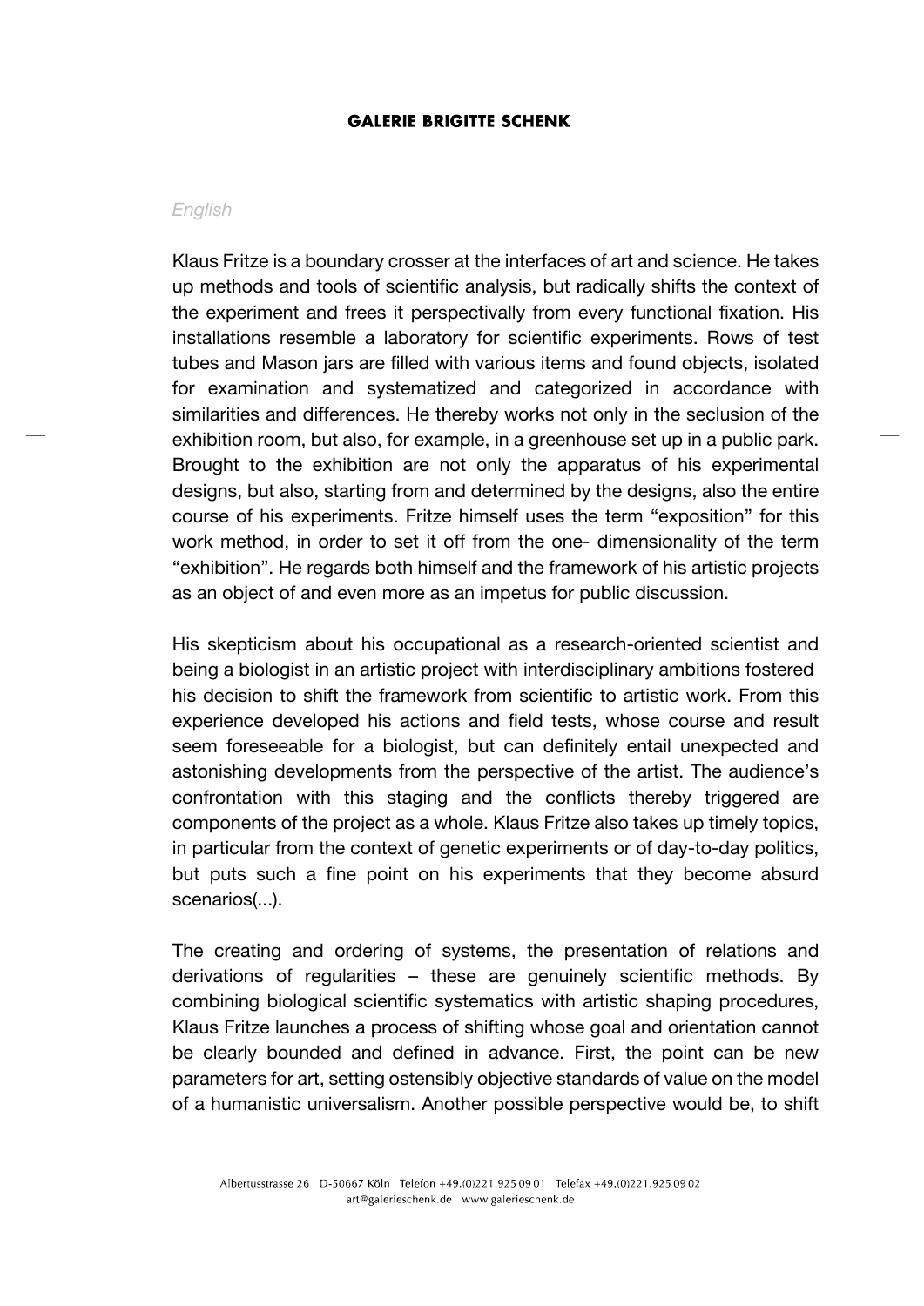*English*

Klaus Fritze is a boundary crosser at the interfaces of art and science. He takes up methods and tools of scientific analysis, but radically shifts the context of the experiment and frees it perspectivally from every functional fixation. His installations resemble a laboratory for scientific experiments. Rows of test tubes and Mason jars are filled with various items and found objects, isolated for examination and systematized and categorized in accordance with similarities and differences. He thereby works not only in the seclusion of the exhibition room, but also, for example, in a greenhouse set up in a public park. Brought to the exhibition are not only the apparatus of his experimental designs, but also, starting from and determined by the designs, also the entire course of his experiments. Fritze himself uses the term "exposition" for this work method, in order to set it off from the one- dimensionality of the term "exhibition". He regards both himself and the framework of his artistic projects as an object of and even more as an impetus for public discussion.

His skepticism about his occupational as a research-oriented scientist and being a biologist in an artistic project with interdisciplinary ambitions fostered his decision to shift the framework from scientific to artistic work. From this experience developed his actions and field tests, whose course and result seem foreseeable for a biologist, but can definitely entail unexpected and astonishing developments from the perspective of the artist. The audience's confrontation with this staging and the conflicts thereby triggered are components of the project as a whole. Klaus Fritze also takes up timely topics, in particular from the context of genetic experiments or of day-to-day politics, but puts such a fine point on his experiments that they become absurd scenarios(...).

The creating and ordering of systems, the presentation of relations and derivations of regularities – these are genuinely scientific methods. By combining biological scientific systematics with artistic shaping procedures, Klaus Fritze launches a process of shifting whose goal and orientation cannot be clearly bounded and defined in advance. First, the point can be new parameters for art, setting ostensibly objective standards of value on the model of a humanistic universalism. Another possible perspective would be, to shift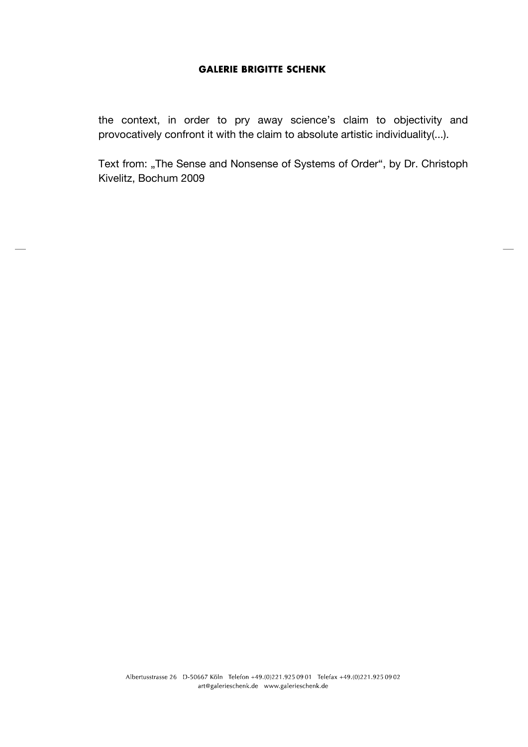the context, in order to pry away science's claim to objectivity and provocatively confront it with the claim to absolute artistic individuality(...).

Text from: „The Sense and Nonsense of Systems of Order", by Dr. Christoph Kivelitz, Bochum 2009